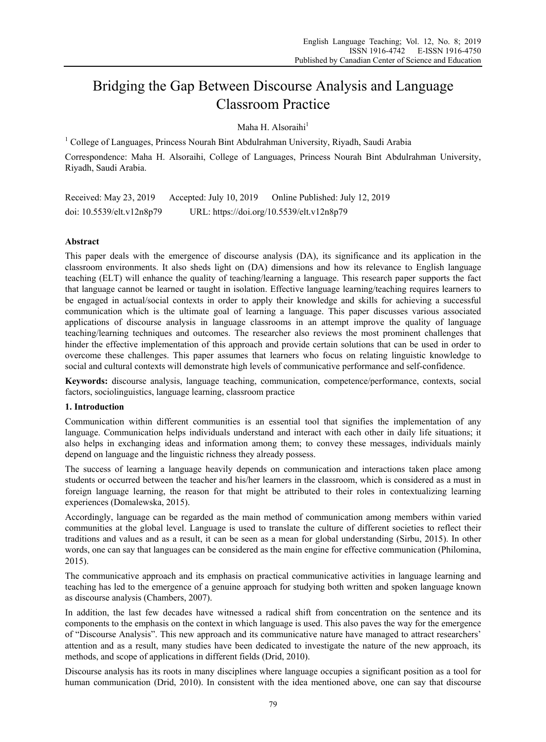# Bridging the Gap Between Discourse Analysis and Language Classroom Practice

Maha H. Alsoraihi[1]

[1] College of Languages, Princess Nourah Bint Abdulrahman University, Riyadh, Saudi Arabia

Correspondence: Maha H. Alsoraihi, College of Languages, Princess Nourah Bint Abdulrahman University, Riyadh, Saudi Arabia.

Received: May 23, 2019 Accepted: July 10, 2019 Online Published: July 12, 2019

doi: 10.5539/elt.v12n8p79 URL: https://doi.org/10.5539/elt.v12n8p79

**Abstract**

This paper deals with the emergence of discourse analysis (DA), its significance and its application in the classroom environments. It also sheds light on (DA) dimensions and how its relevance to English language teaching (ELT) will enhance the quality of teaching/learning a language. This research paper supports the fact that language cannot be learned or taught in isolation. Effective language learning/teaching requires learners to be engaged in actual/social contexts in order to apply their knowledge and skills for achieving a successful communication which is the ultimate goal of learning a language. This paper discusses various associated applications of discourse analysis in language classrooms in an attempt improve the quality of language teaching/learning techniques and outcomes. The researcher also reviews the most prominent challenges that hinder the effective implementation of this approach and provide certain solutions that can be used in order to overcome these challenges. This paper assumes that learners who focus on relating linguistic knowledge to social and cultural contexts will demonstrate high levels of communicative performance and self-confidence.

**Keywords:** discourse analysis, language teaching, communication, competence/performance, contexts, social factors, sociolinguistics, language learning, classroom practice

## 1. Introduction

Communication within different communities is an essential tool that signifies the implementation of any language. Communication helps individuals understand and interact with each other in daily life situations; it also helps in exchanging ideas and information among them; to convey these messages, individuals mainly depend on language and the linguistic richness they already possess.

The success of learning a language heavily depends on communication and interactions taken place among students or occurred between the teacher and his/her learners in the classroom, which is considered as a must in foreign language learning, the reason for that might be attributed to their roles in contextualizing learning experiences (Domalewska, 2015).

Accordingly, language can be regarded as the main method of communication among members within varied communities at the global level. Language is used to translate the culture of different societies to reflect their traditions and values and as a result, it can be seen as a mean for global understanding (Sirbu, 2015). In other words, one can say that languages can be considered as the main engine for effective communication (Philomina, 2015).

The communicative approach and its emphasis on practical communicative activities in language learning and teaching has led to the emergence of a genuine approach for studying both written and spoken language known as discourse analysis (Chambers, 2007).

In addition, the last few decades have witnessed a radical shift from concentration on the sentence and its components to the emphasis on the context in which language is used. This also paves the way for the emergence of "Discourse Analysis". This new approach and its communicative nature have managed to attract researchers' attention and as a result, many studies have been dedicated to investigate the nature of the new approach, its methods, and scope of applications in different fields (Drid, 2010).

Discourse analysis has its roots in many disciplines where language occupies a significant position as a tool for human communication (Drid, 2010). In consistent with the idea mentioned above, one can say that discourse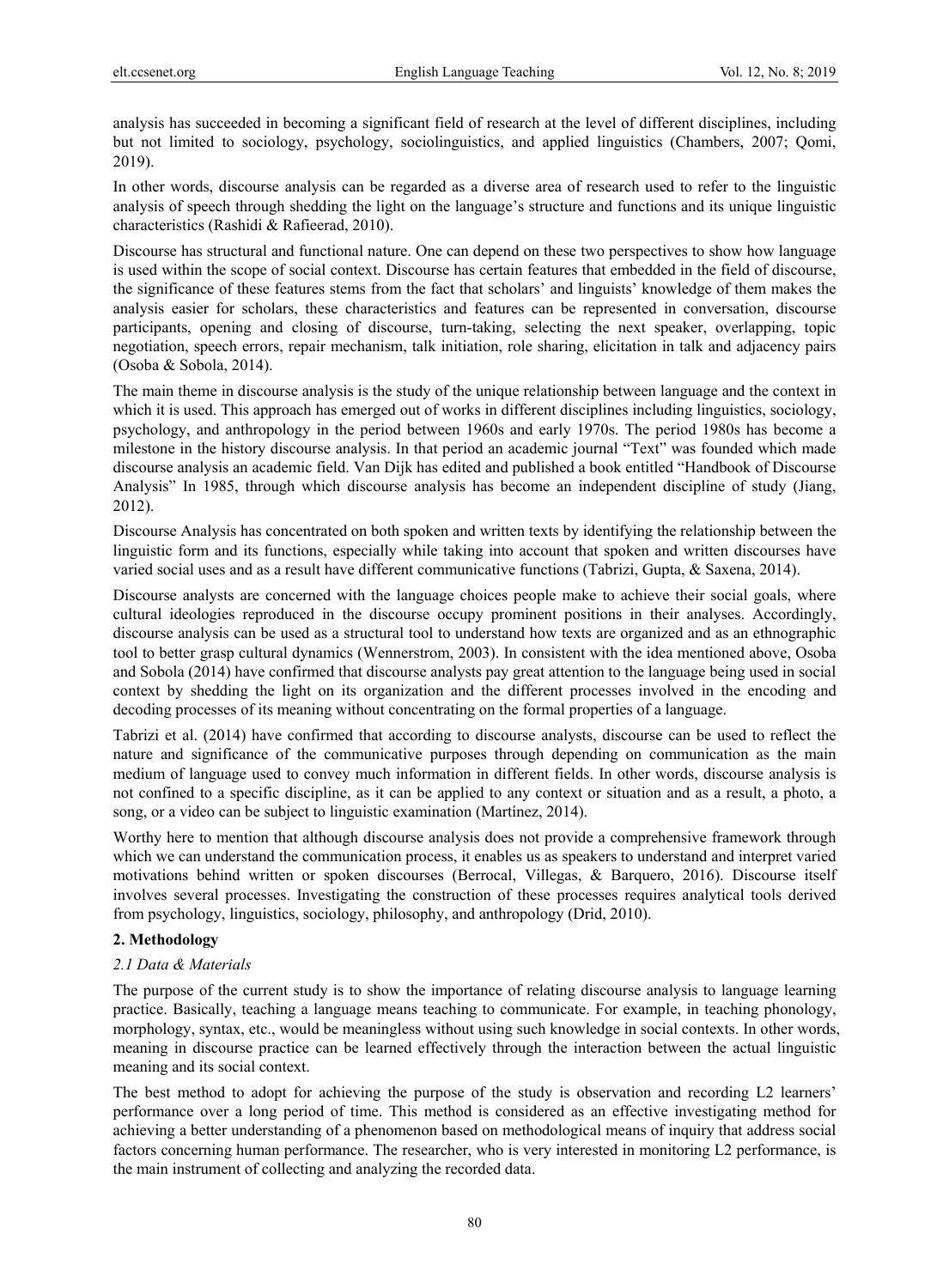analysis has succeeded in becoming a significant field of research at the level of different disciplines, including but not limited to sociology, psychology, sociolinguistics, and applied linguistics (Chambers, 2007; Qomi, 2019).

In other words, discourse analysis can be regarded as a diverse area of research used to refer to the linguistic analysis of speech through shedding the light on the language's structure and functions and its unique linguistic characteristics (Rashidi & Rafieerad, 2010).

Discourse has structural and functional nature. One can depend on these two perspectives to show how language is used within the scope of social context. Discourse has certain features that embedded in the field of discourse, the significance of these features stems from the fact that scholars' and linguists' knowledge of them makes the analysis easier for scholars, these characteristics and features can be represented in conversation, discourse participants, opening and closing of discourse, turn-taking, selecting the next speaker, overlapping, topic negotiation, speech errors, repair mechanism, talk initiation, role sharing, elicitation in talk and adjacency pairs (Osoba & Sobola, 2014).

The main theme in discourse analysis is the study of the unique relationship between language and the context in which it is used. This approach has emerged out of works in different disciplines including linguistics, sociology, psychology, and anthropology in the period between 1960s and early 1970s. The period 1980s has become a milestone in the history discourse analysis. In that period an academic journal "Text" was founded which made discourse analysis an academic field. Van Dijk has edited and published a book entitled "Handbook of Discourse Analysis" In 1985, through which discourse analysis has become an independent discipline of study (Jiang, 2012).

Discourse Analysis has concentrated on both spoken and written texts by identifying the relationship between the linguistic form and its functions, especially while taking into account that spoken and written discourses have varied social uses and as a result have different communicative functions (Tabrizi, Gupta, & Saxena, 2014).

Discourse analysts are concerned with the language choices people make to achieve their social goals, where cultural ideologies reproduced in the discourse occupy prominent positions in their analyses. Accordingly, discourse analysis can be used as a structural tool to understand how texts are organized and as an ethnographic tool to better grasp cultural dynamics (Wennerstrom, 2003). In consistent with the idea mentioned above, Osoba and Sobola (2014) have confirmed that discourse analysts pay great attention to the language being used in social context by shedding the light on its organization and the different processes involved in the encoding and decoding processes of its meaning without concentrating on the formal properties of a language.

Tabrizi et al. (2014) have confirmed that according to discourse analysts, discourse can be used to reflect the nature and significance of the communicative purposes through depending on communication as the main medium of language used to convey much information in different fields. In other words, discourse analysis is not confined to a specific discipline, as it can be applied to any context or situation and as a result, a photo, a song, or a video can be subject to linguistic examination (Martínez, 2014).

Worthy here to mention that although discourse analysis does not provide a comprehensive framework through which we can understand the communication process, it enables us as speakers to understand and interpret varied motivations behind written or spoken discourses (Berrocal, Villegas, & Barquero, 2016). Discourse itself involves several processes. Investigating the construction of these processes requires analytical tools derived from psychology, linguistics, sociology, philosophy, and anthropology (Drid, 2010).

## 2. Methodology

### *2.1 Data & Materials*

The purpose of the current study is to show the importance of relating discourse analysis to language learning practice. Basically, teaching a language means teaching to communicate. For example, in teaching phonology, morphology, syntax, etc., would be meaningless without using such knowledge in social contexts. In other words, meaning in discourse practice can be learned effectively through the interaction between the actual linguistic meaning and its social context.

The best method to adopt for achieving the purpose of the study is observation and recording L2 learners' performance over a long period of time. This method is considered as an effective investigating method for achieving a better understanding of a phenomenon based on methodological means of inquiry that address social factors concerning human performance. The researcher, who is very interested in monitoring L2 performance, is the main instrument of collecting and analyzing the recorded data.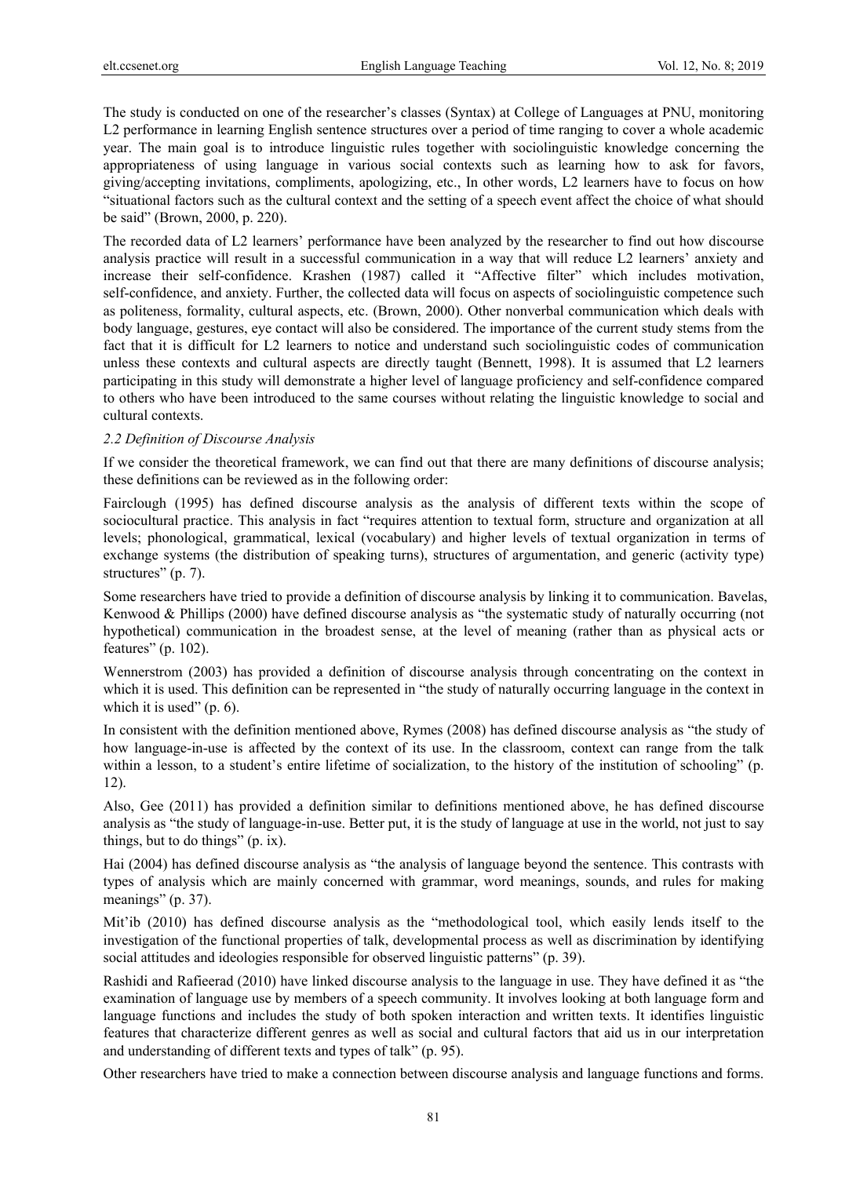The study is conducted on one of the researcher's classes (Syntax) at College of Languages at PNU, monitoring L2 performance in learning English sentence structures over a period of time ranging to cover a whole academic year. The main goal is to introduce linguistic rules together with sociolinguistic knowledge concerning the appropriateness of using language in various social contexts such as learning how to ask for favors, giving/accepting invitations, compliments, apologizing, etc., In other words, L2 learners have to focus on how "situational factors such as the cultural context and the setting of a speech event affect the choice of what should be said" (Brown, 2000, p. 220).

The recorded data of L2 learners' performance have been analyzed by the researcher to find out how discourse analysis practice will result in a successful communication in a way that will reduce L2 learners' anxiety and increase their self-confidence. Krashen (1987) called it "Affective filter" which includes motivation, self-confidence, and anxiety. Further, the collected data will focus on aspects of sociolinguistic competence such as politeness, formality, cultural aspects, etc. (Brown, 2000). Other nonverbal communication which deals with body language, gestures, eye contact will also be considered. The importance of the current study stems from the fact that it is difficult for L2 learners to notice and understand such sociolinguistic codes of communication unless these contexts and cultural aspects are directly taught (Bennett, 1998). It is assumed that L2 learners participating in this study will demonstrate a higher level of language proficiency and self-confidence compared to others who have been introduced to the same courses without relating the linguistic knowledge to social and cultural contexts.

### *2.2 Definition of Discourse Analysis*

If we consider the theoretical framework, we can find out that there are many definitions of discourse analysis; these definitions can be reviewed as in the following order:

Fairclough (1995) has defined discourse analysis as the analysis of different texts within the scope of sociocultural practice. This analysis in fact "requires attention to textual form, structure and organization at all levels; phonological, grammatical, lexical (vocabulary) and higher levels of textual organization in terms of exchange systems (the distribution of speaking turns), structures of argumentation, and generic (activity type) structures" (p. 7).

Some researchers have tried to provide a definition of discourse analysis by linking it to communication. Bavelas, Kenwood & Phillips (2000) have defined discourse analysis as "the systematic study of naturally occurring (not hypothetical) communication in the broadest sense, at the level of meaning (rather than as physical acts or features" (p. 102).

Wennerstrom (2003) has provided a definition of discourse analysis through concentrating on the context in which it is used. This definition can be represented in "the study of naturally occurring language in the context in which it is used" (p. 6).

In consistent with the definition mentioned above, Rymes (2008) has defined discourse analysis as "the study of how language-in-use is affected by the context of its use. In the classroom, context can range from the talk within a lesson, to a student's entire lifetime of socialization, to the history of the institution of schooling" (p. 12).

Also, Gee (2011) has provided a definition similar to definitions mentioned above, he has defined discourse analysis as "the study of language-in-use. Better put, it is the study of language at use in the world, not just to say things, but to do things" (p. ix).

Hai (2004) has defined discourse analysis as "the analysis of language beyond the sentence. This contrasts with types of analysis which are mainly concerned with grammar, word meanings, sounds, and rules for making meanings" (p. 37).

Mit'ib (2010) has defined discourse analysis as the "methodological tool, which easily lends itself to the investigation of the functional properties of talk, developmental process as well as discrimination by identifying social attitudes and ideologies responsible for observed linguistic patterns" (p. 39).

Rashidi and Rafieerad (2010) have linked discourse analysis to the language in use. They have defined it as "the examination of language use by members of a speech community. It involves looking at both language form and language functions and includes the study of both spoken interaction and written texts. It identifies linguistic features that characterize different genres as well as social and cultural factors that aid us in our interpretation and understanding of different texts and types of talk" (p. 95).

Other researchers have tried to make a connection between discourse analysis and language functions and forms.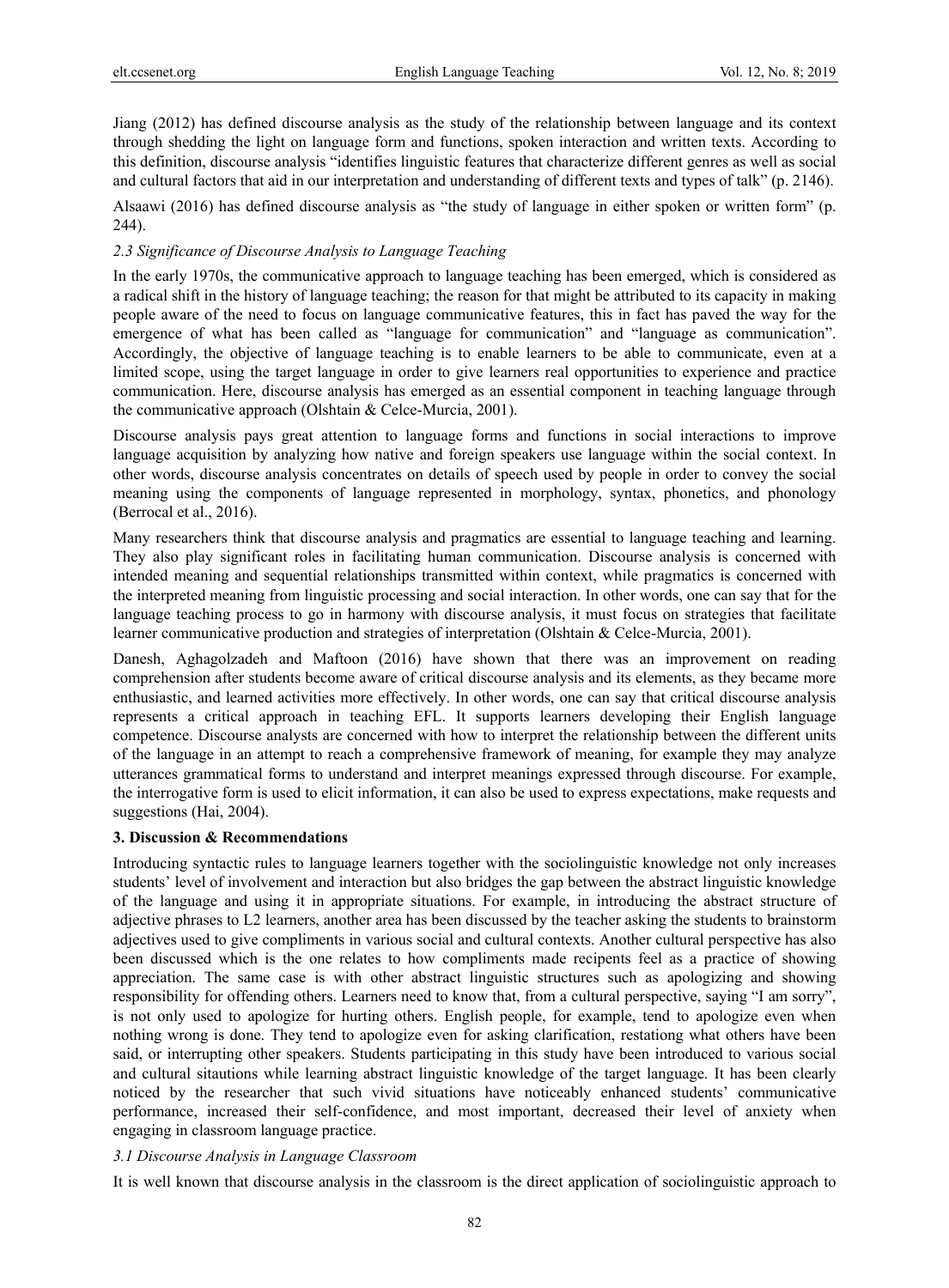Jiang (2012) has defined discourse analysis as the study of the relationship between language and its context through shedding the light on language form and functions, spoken interaction and written texts. According to this definition, discourse analysis "identifies linguistic features that characterize different genres as well as social and cultural factors that aid in our interpretation and understanding of different texts and types of talk" (p. 2146).

Alsaawi (2016) has defined discourse analysis as "the study of language in either spoken or written form" (p. 244).

### *2.3 Significance of Discourse Analysis to Language Teaching*

In the early 1970s, the communicative approach to language teaching has been emerged, which is considered as a radical shift in the history of language teaching; the reason for that might be attributed to its capacity in making people aware of the need to focus on language communicative features, this in fact has paved the way for the emergence of what has been called as "language for communication" and "language as communication". Accordingly, the objective of language teaching is to enable learners to be able to communicate, even at a limited scope, using the target language in order to give learners real opportunities to experience and practice communication. Here, discourse analysis has emerged as an essential component in teaching language through the communicative approach (Olshtain & Celce-Murcia, 2001).

Discourse analysis pays great attention to language forms and functions in social interactions to improve language acquisition by analyzing how native and foreign speakers use language within the social context. In other words, discourse analysis concentrates on details of speech used by people in order to convey the social meaning using the components of language represented in morphology, syntax, phonetics, and phonology (Berrocal et al., 2016).

Many researchers think that discourse analysis and pragmatics are essential to language teaching and learning. They also play significant roles in facilitating human communication. Discourse analysis is concerned with intended meaning and sequential relationships transmitted within context, while pragmatics is concerned with the interpreted meaning from linguistic processing and social interaction. In other words, one can say that for the language teaching process to go in harmony with discourse analysis, it must focus on strategies that facilitate learner communicative production and strategies of interpretation (Olshtain & Celce-Murcia, 2001).

Danesh, Aghagolzadeh and Maftoon (2016) have shown that there was an improvement on reading comprehension after students become aware of critical discourse analysis and its elements, as they became more enthusiastic, and learned activities more effectively. In other words, one can say that critical discourse analysis represents a critical approach in teaching EFL. It supports learners developing their English language competence. Discourse analysts are concerned with how to interpret the relationship between the different units of the language in an attempt to reach a comprehensive framework of meaning, for example they may analyze utterances grammatical forms to understand and interpret meanings expressed through discourse. For example, the interrogative form is used to elicit information, it can also be used to express expectations, make requests and suggestions (Hai, 2004).

## 3. Discussion & Recommendations

Introducing syntactic rules to language learners together with the sociolinguistic knowledge not only increases students' level of involvement and interaction but also bridges the gap between the abstract linguistic knowledge of the language and using it in appropriate situations. For example, in introducing the abstract structure of adjective phrases to L2 learners, another area has been discussed by the teacher asking the students to brainstorm adjectives used to give compliments in various social and cultural contexts. Another cultural perspective has also been discussed which is the one relates to how compliments made recipents feel as a practice of showing appreciation. The same case is with other abstract linguistic structures such as apologizing and showing responsibility for offending others. Learners need to know that, from a cultural perspective, saying "I am sorry", is not only used to apologize for hurting others. English people, for example, tend to apologize even when nothing wrong is done. They tend to apologize even for asking clarification, restationg what others have been said, or interrupting other speakers. Students participating in this study have been introduced to various social and cultural sitautions while learning abstract linguistic knowledge of the target language. It has been clearly noticed by the researcher that such vivid situations have noticeably enhanced students' communicative performance, increased their self-confidence, and most important, decreased their level of anxiety when engaging in classroom language practice.

### *3.1 Discourse Analysis in Language Classroom*

It is well known that discourse analysis in the classroom is the direct application of sociolinguistic approach to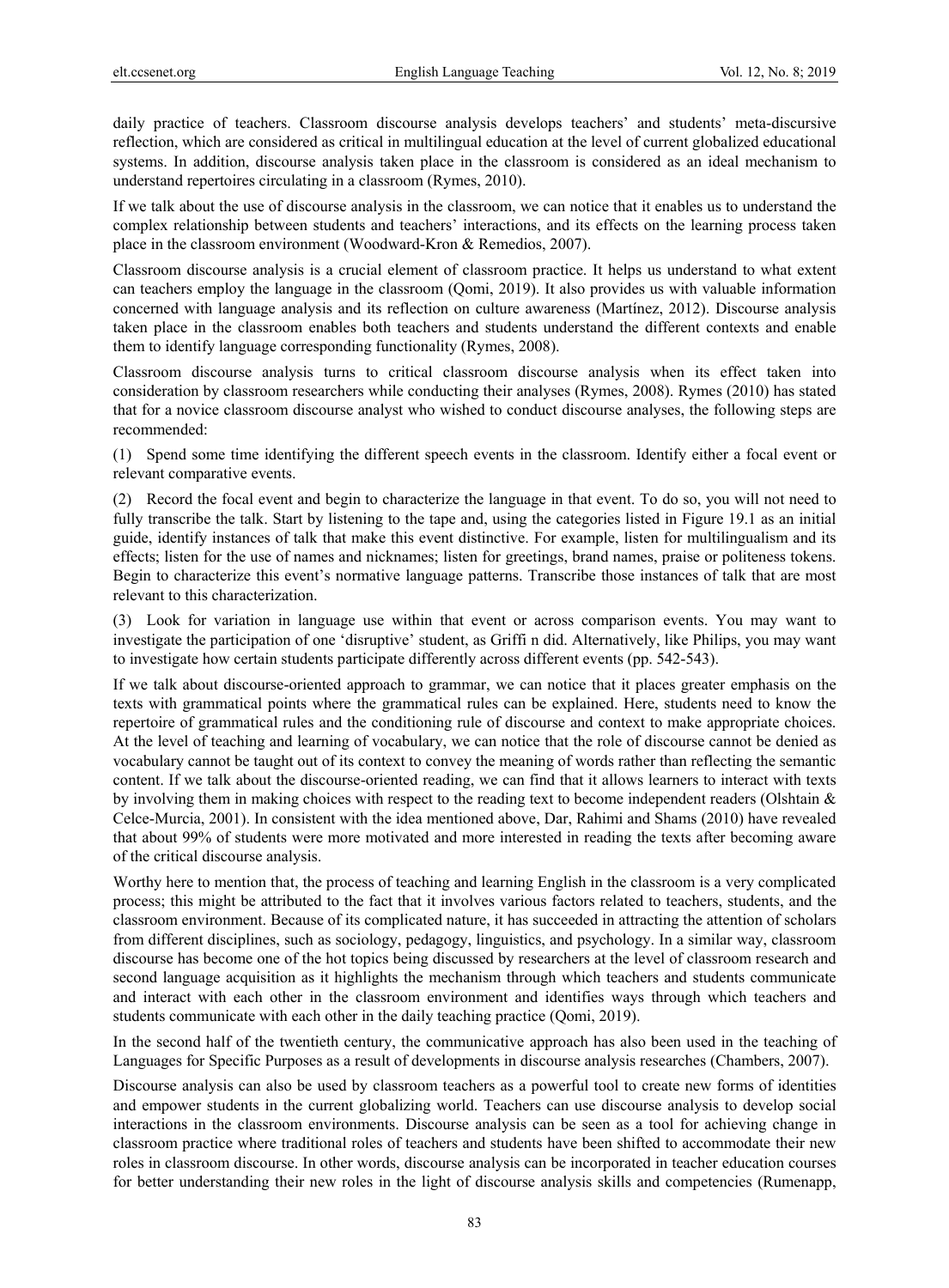daily practice of teachers. Classroom discourse analysis develops teachers' and students' meta-discursive reflection, which are considered as critical in multilingual education at the level of current globalized educational systems. In addition, discourse analysis taken place in the classroom is considered as an ideal mechanism to understand repertoires circulating in a classroom (Rymes, 2010).

If we talk about the use of discourse analysis in the classroom, we can notice that it enables us to understand the complex relationship between students and teachers' interactions, and its effects on the learning process taken place in the classroom environment (Woodward-Kron & Remedios, 2007).

Classroom discourse analysis is a crucial element of classroom practice. It helps us understand to what extent can teachers employ the language in the classroom (Qomi, 2019). It also provides us with valuable information concerned with language analysis and its reflection on culture awareness (Martínez, 2012). Discourse analysis taken place in the classroom enables both teachers and students understand the different contexts and enable them to identify language corresponding functionality (Rymes, 2008).

Classroom discourse analysis turns to critical classroom discourse analysis when its effect taken into consideration by classroom researchers while conducting their analyses (Rymes, 2008). Rymes (2010) has stated that for a novice classroom discourse analyst who wished to conduct discourse analyses, the following steps are recommended:

(1) Spend some time identifying the different speech events in the classroom. Identify either a focal event or relevant comparative events.

(2) Record the focal event and begin to characterize the language in that event. To do so, you will not need to fully transcribe the talk. Start by listening to the tape and, using the categories listed in Figure 19.1 as an initial guide, identify instances of talk that make this event distinctive. For example, listen for multilingualism and its effects; listen for the use of names and nicknames; listen for greetings, brand names, praise or politeness tokens. Begin to characterize this event's normative language patterns. Transcribe those instances of talk that are most relevant to this characterization.

(3) Look for variation in language use within that event or across comparison events. You may want to investigate the participation of one 'disruptive' student, as Griffi n did. Alternatively, like Philips, you may want to investigate how certain students participate differently across different events (pp. 542-543).

If we talk about discourse-oriented approach to grammar, we can notice that it places greater emphasis on the texts with grammatical points where the grammatical rules can be explained. Here, students need to know the repertoire of grammatical rules and the conditioning rule of discourse and context to make appropriate choices. At the level of teaching and learning of vocabulary, we can notice that the role of discourse cannot be denied as vocabulary cannot be taught out of its context to convey the meaning of words rather than reflecting the semantic content. If we talk about the discourse-oriented reading, we can find that it allows learners to interact with texts by involving them in making choices with respect to the reading text to become independent readers (Olshtain & Celce-Murcia, 2001). In consistent with the idea mentioned above, Dar, Rahimi and Shams (2010) have revealed that about 99% of students were more motivated and more interested in reading the texts after becoming aware of the critical discourse analysis.

Worthy here to mention that, the process of teaching and learning English in the classroom is a very complicated process; this might be attributed to the fact that it involves various factors related to teachers, students, and the classroom environment. Because of its complicated nature, it has succeeded in attracting the attention of scholars from different disciplines, such as sociology, pedagogy, linguistics, and psychology. In a similar way, classroom discourse has become one of the hot topics being discussed by researchers at the level of classroom research and second language acquisition as it highlights the mechanism through which teachers and students communicate and interact with each other in the classroom environment and identifies ways through which teachers and students communicate with each other in the daily teaching practice (Qomi, 2019).

In the second half of the twentieth century, the communicative approach has also been used in the teaching of Languages for Specific Purposes as a result of developments in discourse analysis researches (Chambers, 2007).

Discourse analysis can also be used by classroom teachers as a powerful tool to create new forms of identities and empower students in the current globalizing world. Teachers can use discourse analysis to develop social interactions in the classroom environments. Discourse analysis can be seen as a tool for achieving change in classroom practice where traditional roles of teachers and students have been shifted to accommodate their new roles in classroom discourse. In other words, discourse analysis can be incorporated in teacher education courses for better understanding their new roles in the light of discourse analysis skills and competencies (Rumenapp,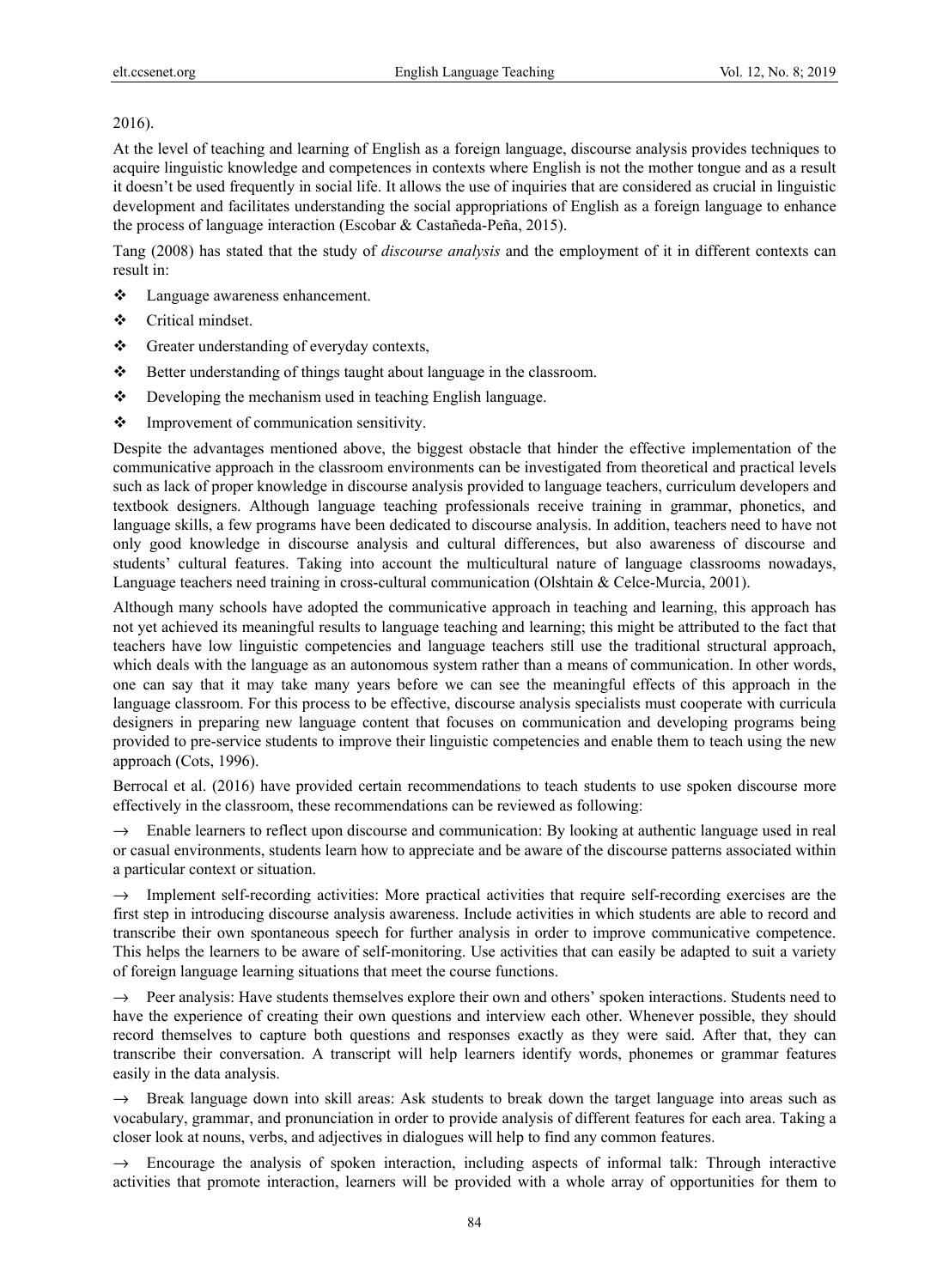2016).

At the level of teaching and learning of English as a foreign language, discourse analysis provides techniques to acquire linguistic knowledge and competences in contexts where English is not the mother tongue and as a result it doesn't be used frequently in social life. It allows the use of inquiries that are considered as crucial in linguistic development and facilitates understanding the social appropriations of English as a foreign language to enhance the process of language interaction (Escobar & Castañeda-Peña, 2015).

Tang (2008) has stated that the study of *discourse analysis* and the employment of it in different contexts can result in:

- Language awareness enhancement.
- Critical mindset.
- Greater understanding of everyday contexts,
- Better understanding of things taught about language in the classroom.
- Developing the mechanism used in teaching English language.
- Improvement of communication sensitivity.

Despite the advantages mentioned above, the biggest obstacle that hinder the effective implementation of the communicative approach in the classroom environments can be investigated from theoretical and practical levels such as lack of proper knowledge in discourse analysis provided to language teachers, curriculum developers and textbook designers. Although language teaching professionals receive training in grammar, phonetics, and language skills, a few programs have been dedicated to discourse analysis. In addition, teachers need to have not only good knowledge in discourse analysis and cultural differences, but also awareness of discourse and students' cultural features. Taking into account the multicultural nature of language classrooms nowadays, Language teachers need training in cross-cultural communication (Olshtain & Celce-Murcia, 2001).

Although many schools have adopted the communicative approach in teaching and learning, this approach has not yet achieved its meaningful results to language teaching and learning; this might be attributed to the fact that teachers have low linguistic competencies and language teachers still use the traditional structural approach, which deals with the language as an autonomous system rather than a means of communication. In other words, one can say that it may take many years before we can see the meaningful effects of this approach in the language classroom. For this process to be effective, discourse analysis specialists must cooperate with curricula designers in preparing new language content that focuses on communication and developing programs being provided to pre-service students to improve their linguistic competencies and enable them to teach using the new approach (Cots, 1996).

Berrocal et al. (2016) have provided certain recommendations to teach students to use spoken discourse more effectively in the classroom, these recommendations can be reviewed as following:

→ Enable learners to reflect upon discourse and communication: By looking at authentic language used in real or casual environments, students learn how to appreciate and be aware of the discourse patterns associated within a particular context or situation.

→ Implement self-recording activities: More practical activities that require self-recording exercises are the first step in introducing discourse analysis awareness. Include activities in which students are able to record and transcribe their own spontaneous speech for further analysis in order to improve communicative competence. This helps the learners to be aware of self-monitoring. Use activities that can easily be adapted to suit a variety of foreign language learning situations that meet the course functions.

→ Peer analysis: Have students themselves explore their own and others' spoken interactions. Students need to have the experience of creating their own questions and interview each other. Whenever possible, they should record themselves to capture both questions and responses exactly as they were said. After that, they can transcribe their conversation. A transcript will help learners identify words, phonemes or grammar features easily in the data analysis.

→ Break language down into skill areas: Ask students to break down the target language into areas such as vocabulary, grammar, and pronunciation in order to provide analysis of different features for each area. Taking a closer look at nouns, verbs, and adjectives in dialogues will help to find any common features.

→ Encourage the analysis of spoken interaction, including aspects of informal talk: Through interactive activities that promote interaction, learners will be provided with a whole array of opportunities for them to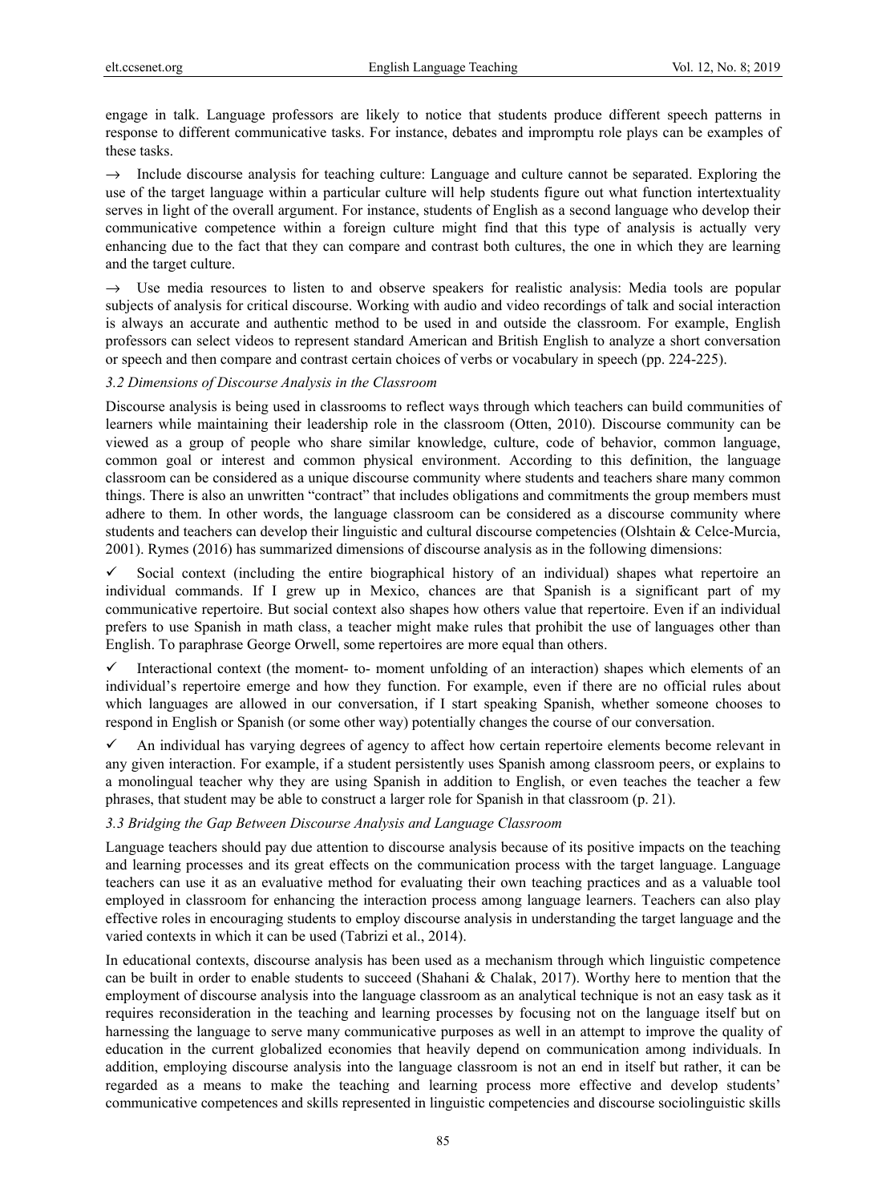engage in talk. Language professors are likely to notice that students produce different speech patterns in response to different communicative tasks. For instance, debates and impromptu role plays can be examples of these tasks.

→ Include discourse analysis for teaching culture: Language and culture cannot be separated. Exploring the use of the target language within a particular culture will help students figure out what function intertextuality serves in light of the overall argument. For instance, students of English as a second language who develop their communicative competence within a foreign culture might find that this type of analysis is actually very enhancing due to the fact that they can compare and contrast both cultures, the one in which they are learning and the target culture.

→ Use media resources to listen to and observe speakers for realistic analysis: Media tools are popular subjects of analysis for critical discourse. Working with audio and video recordings of talk and social interaction is always an accurate and authentic method to be used in and outside the classroom. For example, English professors can select videos to represent standard American and British English to analyze a short conversation or speech and then compare and contrast certain choices of verbs or vocabulary in speech (pp. 224-225).

### *3.2 Dimensions of Discourse Analysis in the Classroom*

Discourse analysis is being used in classrooms to reflect ways through which teachers can build communities of learners while maintaining their leadership role in the classroom (Otten, 2010). Discourse community can be viewed as a group of people who share similar knowledge, culture, code of behavior, common language, common goal or interest and common physical environment. According to this definition, the language classroom can be considered as a unique discourse community where students and teachers share many common things. There is also an unwritten "contract" that includes obligations and commitments the group members must adhere to them. In other words, the language classroom can be considered as a discourse community where students and teachers can develop their linguistic and cultural discourse competencies (Olshtain & Celce-Murcia, 2001). Rymes (2016) has summarized dimensions of discourse analysis as in the following dimensions:

✓ Social context (including the entire biographical history of an individual) shapes what repertoire an individual commands. If I grew up in Mexico, chances are that Spanish is a significant part of my communicative repertoire. But social context also shapes how others value that repertoire. Even if an individual prefers to use Spanish in math class, a teacher might make rules that prohibit the use of languages other than English. To paraphrase George Orwell, some repertoires are more equal than others.

✓ Interactional context (the moment- to- moment unfolding of an interaction) shapes which elements of an individual's repertoire emerge and how they function. For example, even if there are no official rules about which languages are allowed in our conversation, if I start speaking Spanish, whether someone chooses to respond in English or Spanish (or some other way) potentially changes the course of our conversation.

✓ An individual has varying degrees of agency to affect how certain repertoire elements become relevant in any given interaction. For example, if a student persistently uses Spanish among classroom peers, or explains to a monolingual teacher why they are using Spanish in addition to English, or even teaches the teacher a few phrases, that student may be able to construct a larger role for Spanish in that classroom (p. 21).

### *3.3 Bridging the Gap Between Discourse Analysis and Language Classroom*

Language teachers should pay due attention to discourse analysis because of its positive impacts on the teaching and learning processes and its great effects on the communication process with the target language. Language teachers can use it as an evaluative method for evaluating their own teaching practices and as a valuable tool employed in classroom for enhancing the interaction process among language learners. Teachers can also play effective roles in encouraging students to employ discourse analysis in understanding the target language and the varied contexts in which it can be used (Tabrizi et al., 2014).

In educational contexts, discourse analysis has been used as a mechanism through which linguistic competence can be built in order to enable students to succeed (Shahani & Chalak, 2017). Worthy here to mention that the employment of discourse analysis into the language classroom as an analytical technique is not an easy task as it requires reconsideration in the teaching and learning processes by focusing not on the language itself but on harnessing the language to serve many communicative purposes as well in an attempt to improve the quality of education in the current globalized economies that heavily depend on communication among individuals. In addition, employing discourse analysis into the language classroom is not an end in itself but rather, it can be regarded as a means to make the teaching and learning process more effective and develop students' communicative competences and skills represented in linguistic competencies and discourse sociolinguistic skills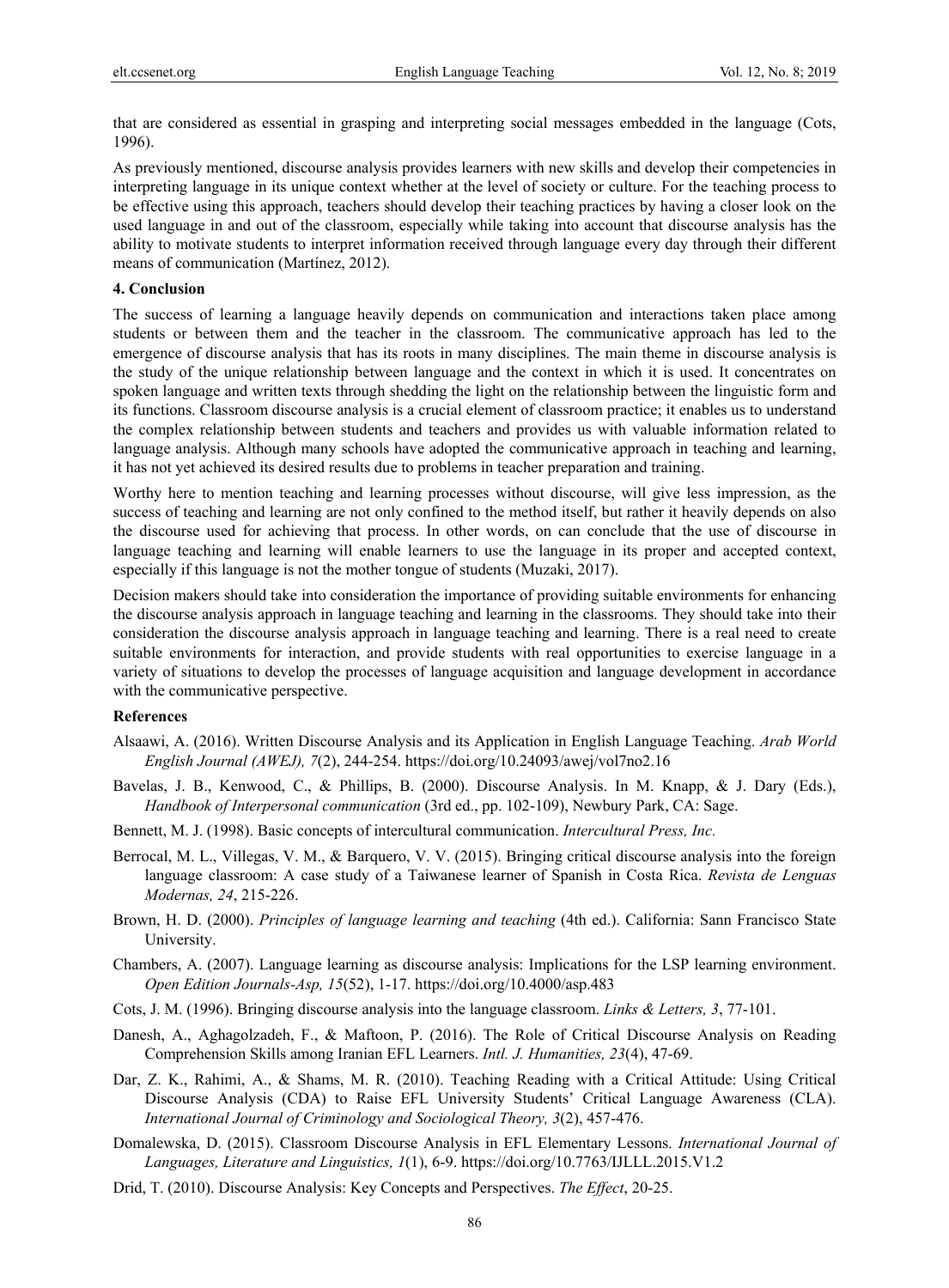that are considered as essential in grasping and interpreting social messages embedded in the language (Cots, 1996).

As previously mentioned, discourse analysis provides learners with new skills and develop their competencies in interpreting language in its unique context whether at the level of society or culture. For the teaching process to be effective using this approach, teachers should develop their teaching practices by having a closer look on the used language in and out of the classroom, especially while taking into account that discourse analysis has the ability to motivate students to interpret information received through language every day through their different means of communication (Martínez, 2012).

## 4. Conclusion

The success of learning a language heavily depends on communication and interactions taken place among students or between them and the teacher in the classroom. The communicative approach has led to the emergence of discourse analysis that has its roots in many disciplines. The main theme in discourse analysis is the study of the unique relationship between language and the context in which it is used. It concentrates on spoken language and written texts through shedding the light on the relationship between the linguistic form and its functions. Classroom discourse analysis is a crucial element of classroom practice; it enables us to understand the complex relationship between students and teachers and provides us with valuable information related to language analysis. Although many schools have adopted the communicative approach in teaching and learning, it has not yet achieved its desired results due to problems in teacher preparation and training.

Worthy here to mention teaching and learning processes without discourse, will give less impression, as the success of teaching and learning are not only confined to the method itself, but rather it heavily depends on also the discourse used for achieving that process. In other words, on can conclude that the use of discourse in language teaching and learning will enable learners to use the language in its proper and accepted context, especially if this language is not the mother tongue of students (Muzaki, 2017).

Decision makers should take into consideration the importance of providing suitable environments for enhancing the discourse analysis approach in language teaching and learning in the classrooms. They should take into their consideration the discourse analysis approach in language teaching and learning. There is a real need to create suitable environments for interaction, and provide students with real opportunities to exercise language in a variety of situations to develop the processes of language acquisition and language development in accordance with the communicative perspective.

## References

Alsaawi, A. (2016). Written Discourse Analysis and its Application in English Language Teaching. *Arab World English Journal (AWEJ), 7*(2), 244-254. https://doi.org/10.24093/awej/vol7no2.16

Bavelas, J. B., Kenwood, C., & Phillips, B. (2000). Discourse Analysis. In M. Knapp, & J. Dary (Eds.), *Handbook of Interpersonal communication* (3rd ed., pp. 102-109), Newbury Park, CA: Sage.

Bennett, M. J. (1998). Basic concepts of intercultural communication. *Intercultural Press, Inc.*

Berrocal, M. L., Villegas, V. M., & Barquero, V. V. (2015). Bringing critical discourse analysis into the foreign language classroom: A case study of a Taiwanese learner of Spanish in Costa Rica. *Revista de Lenguas Modernas, 24*, 215-226.

Brown, H. D. (2000). *Principles of language learning and teaching* (4th ed.). California: Sann Francisco State University.

Chambers, A. (2007). Language learning as discourse analysis: Implications for the LSP learning environment. *Open Edition Journals-Asp, 15*(52), 1-17. https://doi.org/10.4000/asp.483

Cots, J. M. (1996). Bringing discourse analysis into the language classroom. *Links & Letters, 3*, 77-101.

Danesh, A., Aghagolzadeh, F., & Maftoon, P. (2016). The Role of Critical Discourse Analysis on Reading Comprehension Skills among Iranian EFL Learners. *Intl. J. Humanities, 23*(4), 47-69.

Dar, Z. K., Rahimi, A., & Shams, M. R. (2010). Teaching Reading with a Critical Attitude: Using Critical Discourse Analysis (CDA) to Raise EFL University Students' Critical Language Awareness (CLA). *International Journal of Criminology and Sociological Theory, 3*(2), 457-476.

Domalewska, D. (2015). Classroom Discourse Analysis in EFL Elementary Lessons. *International Journal of Languages, Literature and Linguistics, 1*(1), 6-9. https://doi.org/10.7763/IJLLL.2015.V1.2

Drid, T. (2010). Discourse Analysis: Key Concepts and Perspectives. *The Effect*, 20-25.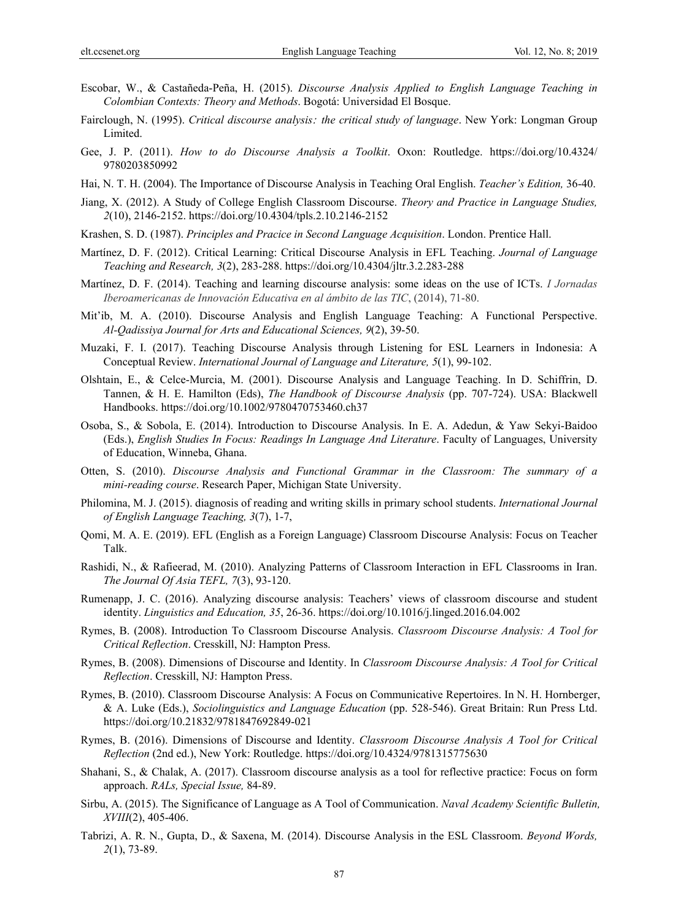Escobar, W., & Castañeda-Peña, H. (2015). *Discourse Analysis Applied to English Language Teaching in Colombian Contexts: Theory and Methods*. Bogotá: Universidad El Bosque.

Fairclough, N. (1995). *Critical discourse analysis: the critical study of language*. New York: Longman Group Limited.

Gee, J. P. (2011). *How to do Discourse Analysis a Toolkit*. Oxon: Routledge. https://doi.org/10.4324/9780203850992

Hai, N. T. H. (2004). The Importance of Discourse Analysis in Teaching Oral English. *Teacher's Edition,* 36-40.

Jiang, X. (2012). A Study of College English Classroom Discourse. *Theory and Practice in Language Studies, 2*(10), 2146-2152. https://doi.org/10.4304/tpls.2.10.2146-2152

Krashen, S. D. (1987). *Principles and Pracice in Second Language Acquisition*. London. Prentice Hall.

Martínez, D. F. (2012). Critical Learning: Critical Discourse Analysis in EFL Teaching. *Journal of Language Teaching and Research, 3*(2), 283-288. https://doi.org/10.4304/jltr.3.2.283-288

Martínez, D. F. (2014). Teaching and learning discourse analysis: some ideas on the use of ICTs. *I Jornadas Iberoamericanas de Innovación Educativa en al ámbito de las TIC*, (2014), 71-80.

Mit'ib, M. A. (2010). Discourse Analysis and English Language Teaching: A Functional Perspective. *Al-Qadissiya Journal for Arts and Educational Sciences, 9*(2), 39-50.

Muzaki, F. I. (2017). Teaching Discourse Analysis through Listening for ESL Learners in Indonesia: A Conceptual Review. *International Journal of Language and Literature, 5*(1), 99-102.

Olshtain, E., & Celce-Murcia, M. (2001). Discourse Analysis and Language Teaching. In D. Schiffrin, D. Tannen, & H. E. Hamilton (Eds), *The Handbook of Discourse Analysis* (pp. 707-724). USA: Blackwell Handbooks. https://doi.org/10.1002/9780470753460.ch37

Osoba, S., & Sobola, E. (2014). Introduction to Discourse Analysis. In E. A. Adedun, & Yaw Sekyi-Baidoo (Eds.), *English Studies In Focus: Readings In Language And Literature*. Faculty of Languages, University of Education, Winneba, Ghana.

Otten, S. (2010). *Discourse Analysis and Functional Grammar in the Classroom: The summary of a mini-reading course*. Research Paper, Michigan State University.

Philomina, M. J. (2015). diagnosis of reading and writing skills in primary school students. *International Journal of English Language Teaching, 3*(7), 1-7,

Qomi, M. A. E. (2019). EFL (English as a Foreign Language) Classroom Discourse Analysis: Focus on Teacher Talk.

Rashidi, N., & Rafieerad, M. (2010). Analyzing Patterns of Classroom Interaction in EFL Classrooms in Iran. *The Journal Of Asia TEFL, 7*(3), 93-120.

Rumenapp, J. C. (2016). Analyzing discourse analysis: Teachers' views of classroom discourse and student identity. *Linguistics and Education, 35*, 26-36. https://doi.org/10.1016/j.linged.2016.04.002

Rymes, B. (2008). Introduction To Classroom Discourse Analysis. *Classroom Discourse Analysis: A Tool for Critical Reflection*. Cresskill, NJ: Hampton Press.

Rymes, B. (2008). Dimensions of Discourse and Identity. In *Classroom Discourse Analysis: A Tool for Critical Reflection*. Cresskill, NJ: Hampton Press.

Rymes, B. (2010). Classroom Discourse Analysis: A Focus on Communicative Repertoires. In N. H. Hornberger, & A. Luke (Eds.), *Sociolinguistics and Language Education* (pp. 528-546). Great Britain: Run Press Ltd. https://doi.org/10.21832/9781847692849-021

Rymes, B. (2016). Dimensions of Discourse and Identity. *Classroom Discourse Analysis A Tool for Critical Reflection* (2nd ed.), New York: Routledge. https://doi.org/10.4324/9781315775630

Shahani, S., & Chalak, A. (2017). Classroom discourse analysis as a tool for reflective practice: Focus on form approach. *RALs, Special Issue,* 84-89.

Sirbu, A. (2015). The Significance of Language as A Tool of Communication. *Naval Academy Scientific Bulletin, XVIII*(2), 405-406.

Tabrizi, A. R. N., Gupta, D., & Saxena, M. (2014). Discourse Analysis in the ESL Classroom. *Beyond Words, 2*(1), 73-89.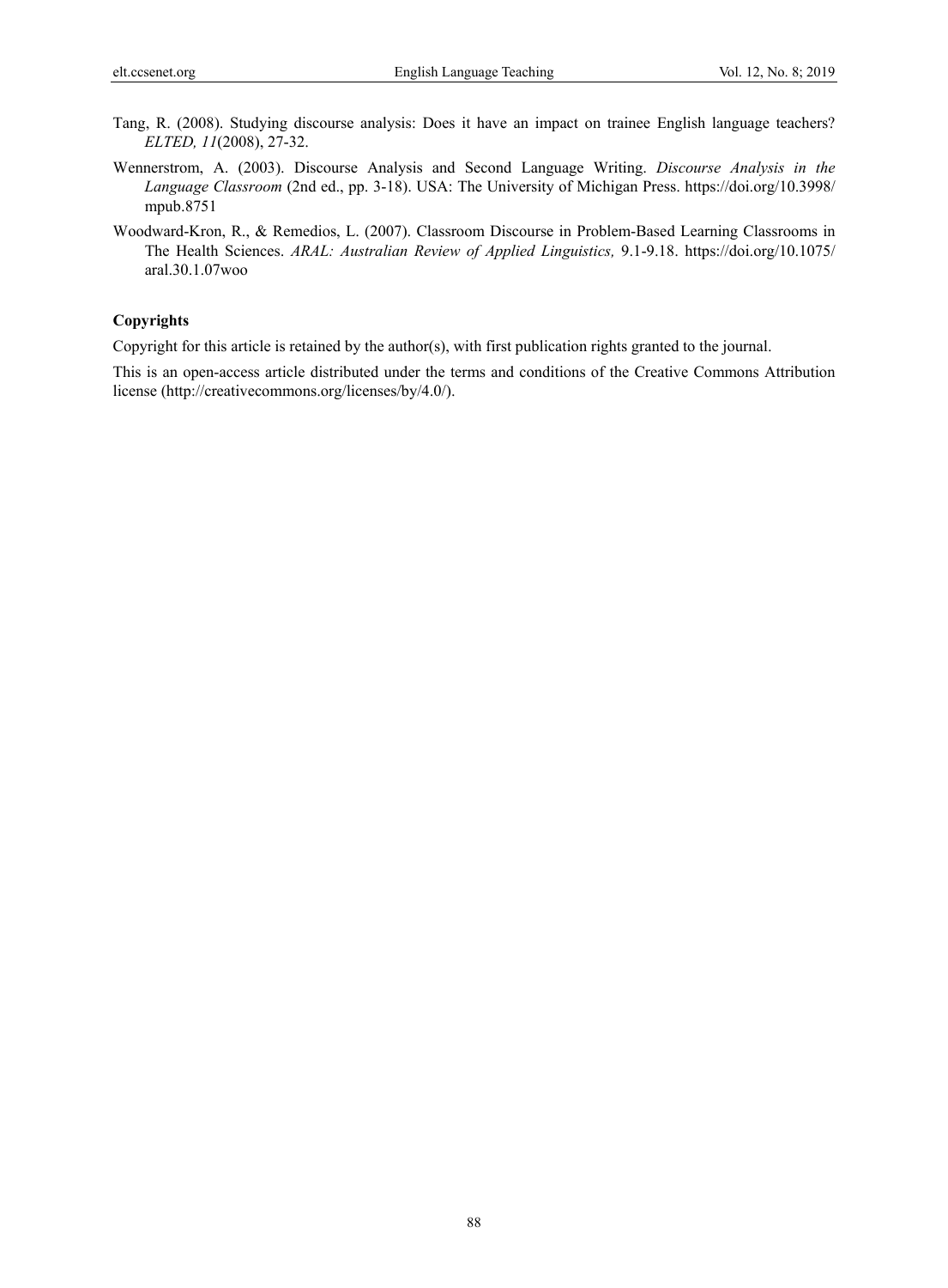Tang, R. (2008). Studying discourse analysis: Does it have an impact on trainee English language teachers? *ELTED, 11*(2008), 27-32.

Wennerstrom, A. (2003). Discourse Analysis and Second Language Writing. *Discourse Analysis in the Language Classroom* (2nd ed., pp. 3-18). USA: The University of Michigan Press. https://doi.org/10.3998/mpub.8751

Woodward-Kron, R., & Remedios, L. (2007). Classroom Discourse in Problem-Based Learning Classrooms in The Health Sciences. *ARAL: Australian Review of Applied Linguistics,* 9.1-9.18. https://doi.org/10.1075/aral.30.1.07woo

**Copyrights**

Copyright for this article is retained by the author(s), with first publication rights granted to the journal.

This is an open-access article distributed under the terms and conditions of the Creative Commons Attribution license (http://creativecommons.org/licenses/by/4.0/).